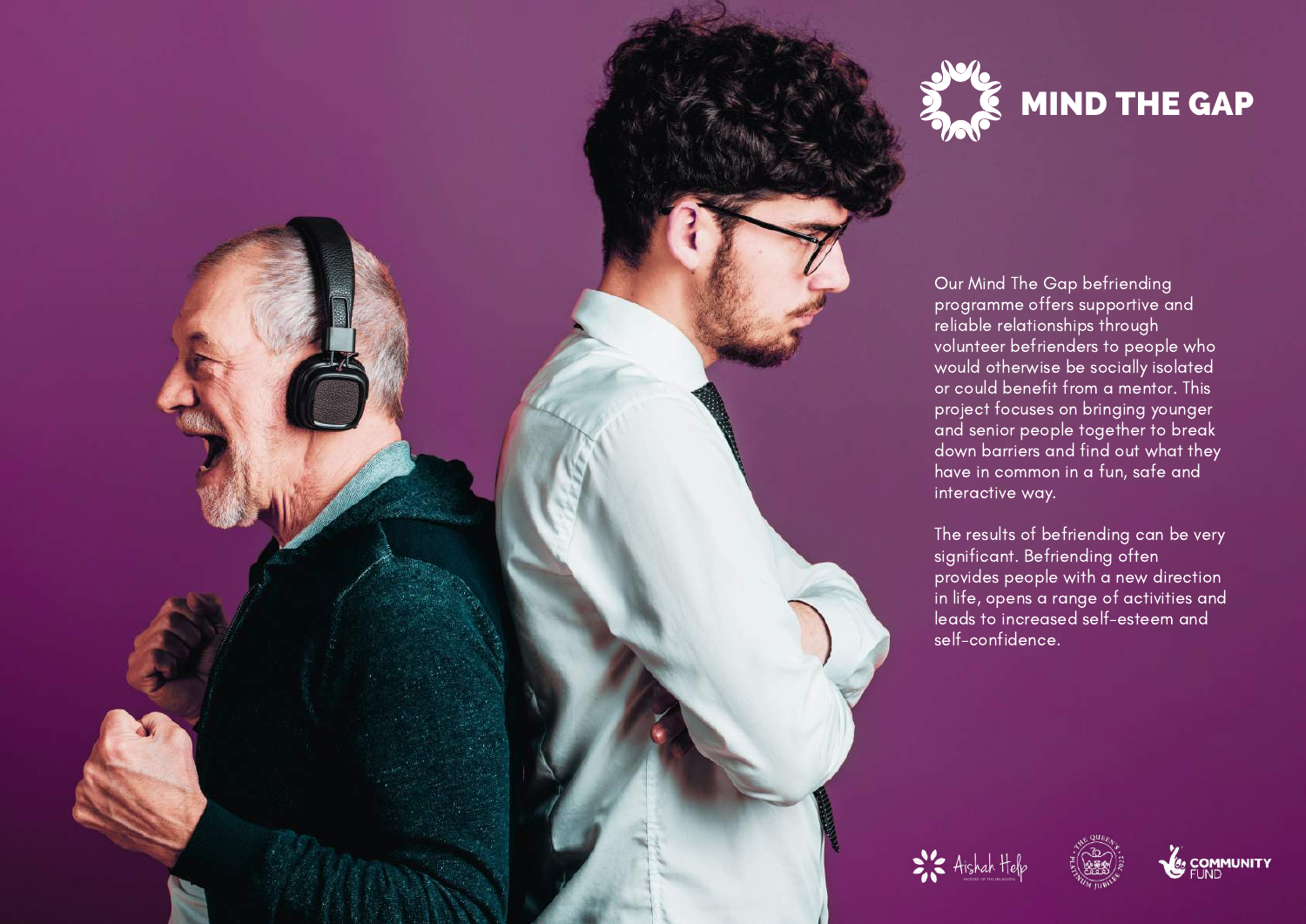# MIND THE GAP

Our Mind The Gap befriending programme offers supportive and reliable relationships through volunteer befrienders to people who would otherwise be socially isolated or could benefit from a mentor. This project focuses on bringing younger and senior people together to break down barriers and find out what they have in common in a fun, safe and interactive way.

The results of befriending can be very significant. Befriending often provides people with a new direction in life, opens a range of activities and leads to increased self-esteem and self-confidence.

Aishah Help

COMMUNITY FUND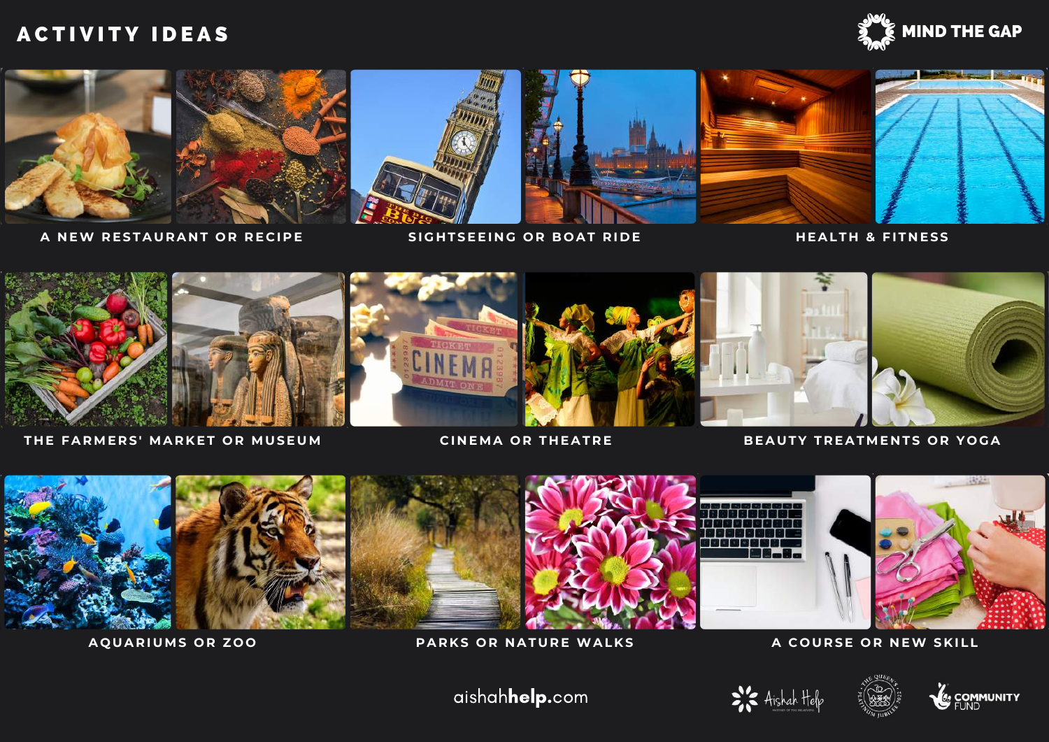# ACTIVITY IDEAS

MIND THE GAP

A NEW RESTAURANT OR RECIPE

SIGHTSEEING OR BOAT RIDE

HEALTH & FITNESS

THE FARMERS' MARKET OR MUSEUM

CINEMA OR THEATRE

BEAUTY TREATMENTS OR YOGA

AQUARIUMS OR ZOO

PARKS OR NATURE WALKS

A COURSE OR NEW SKILL

aishahhelp.com

Aishah Help

COMMUNITY FUND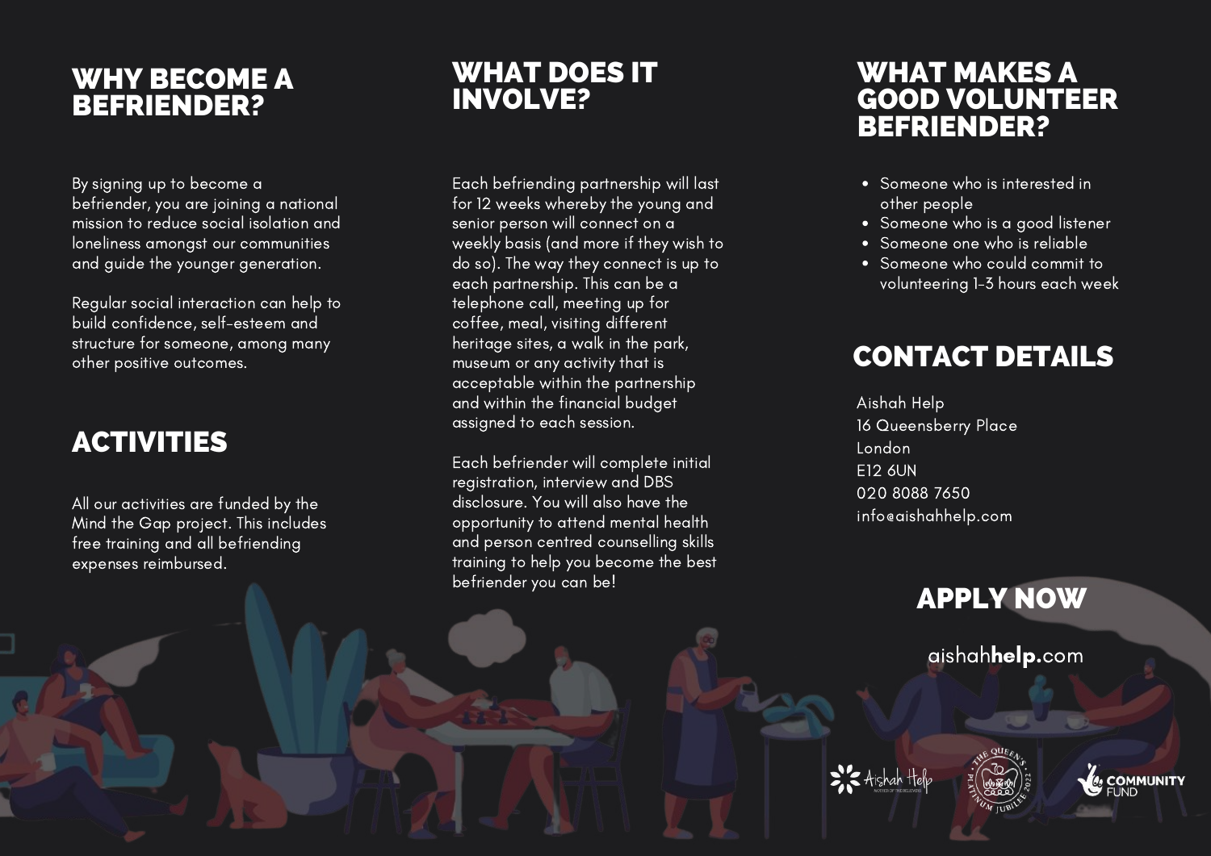## WHY BECOME A BEFRIENDER?

By signing up to become a befriender, you are joining a national mission to reduce social isolation and loneliness amongst our communities and guide the younger generation.

Regular social interaction can help to build confidence, self-esteem and structure for someone, among many other positive outcomes.

## ACTIVITIES

All our activities are funded by the Mind the Gap project. This includes free training and all befriending expenses reimbursed.

## WHAT DOES IT INVOLVE?

Each befriending partnership will last for 12 weeks whereby the young and senior person will connect on a weekly basis (and more if they wish to do so). The way they connect is up to each partnership. This can be a telephone call, meeting up for coffee, meal, visiting different heritage sites, a walk in the park, museum or any activity that is acceptable within the partnership and within the financial budget assigned to each session.

Each befriender will complete initial registration, interview and DBS disclosure. You will also have the opportunity to attend mental health and person centred counselling skills training to help you become the best befriender you can be!

## WHAT MAKES A GOOD VOLUNTEER BEFRIENDER?

- Someone who is interested in other people
- Someone who is a good listener
- Someone one who is reliable
- Someone who could commit to volunteering 1-3 hours each week

## CONTACT DETAILS

Aishah Help
16 Queensberry Place
London
E12 6UN
020 8088 7650
info@aishahhelp.com

## APPLY NOW

aishah**help.**com